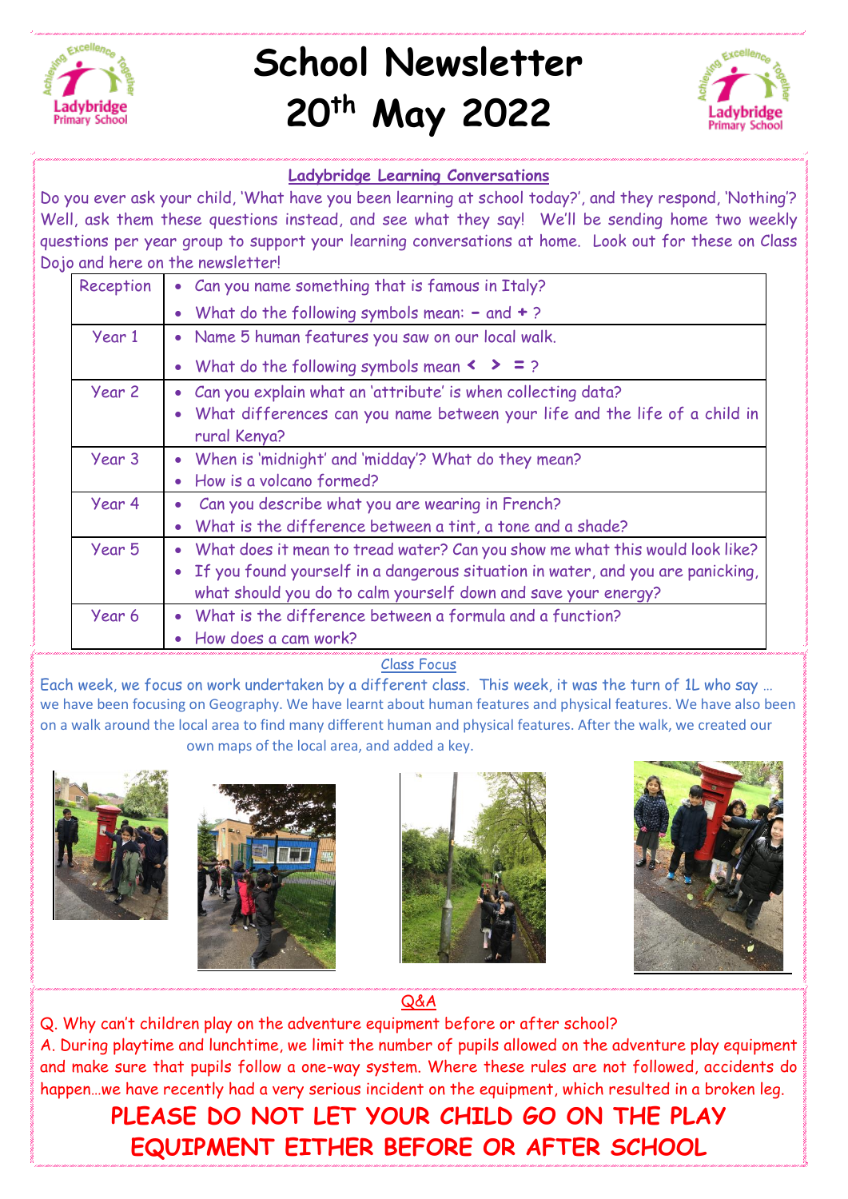# School Newsletter 20th May 2022

## Ladybridge Learning Conversations

Do you ever ask your child, 'What have you been learning at school today?', and they respond, 'Nothing'? Well, ask them these questions instead, and see what they say! We'll be sending home two weekly questions per year group to support your learning conversations at home. Look out for these on Class Dojo and here on the newsletter!

| | |
|---|---|
| Reception | • Can you name something that is famous in Italy?<br>• What do the following symbols mean: **-** and **+** ? |
| Year 1 | • Name 5 human features you saw on our local walk.<br>• What do the following symbols mean **<** **>** **=** ? |
| Year 2 | • Can you explain what an 'attribute' is when collecting data?<br>• What differences can you name between your life and the life of a child in rural Kenya? |
| Year 3 | • When is 'midnight' and 'midday'? What do they mean?<br>• How is a volcano formed? |
| Year 4 | • Can you describe what you are wearing in French?<br>• What is the difference between a tint, a tone and a shade? |
| Year 5 | • What does it mean to tread water? Can you show me what this would look like?<br>• If you found yourself in a dangerous situation in water, and you are panicking, what should you do to calm yourself down and save your energy? |
| Year 6 | • What is the difference between a formula and a function?<br>• How does a cam work? |

## Class Focus

Each week, we focus on work undertaken by a different class. This week, it was the turn of 1L who say … we have been focusing on Geography. We have learnt about human features and physical features. We have also been on a walk around the local area to find many different human and physical features. After the walk, we created our own maps of the local area, and added a key.

## Q&A

Q. Why can't children play on the adventure equipment before or after school?

A. During playtime and lunchtime, we limit the number of pupils allowed on the adventure play equipment and make sure that pupils follow a one-way system. Where these rules are not followed, accidents do happen…we have recently had a very serious incident on the equipment, which resulted in a broken leg.

**PLEASE DO NOT LET YOUR CHILD GO ON THE PLAY EQUIPMENT EITHER BEFORE OR AFTER SCHOOL**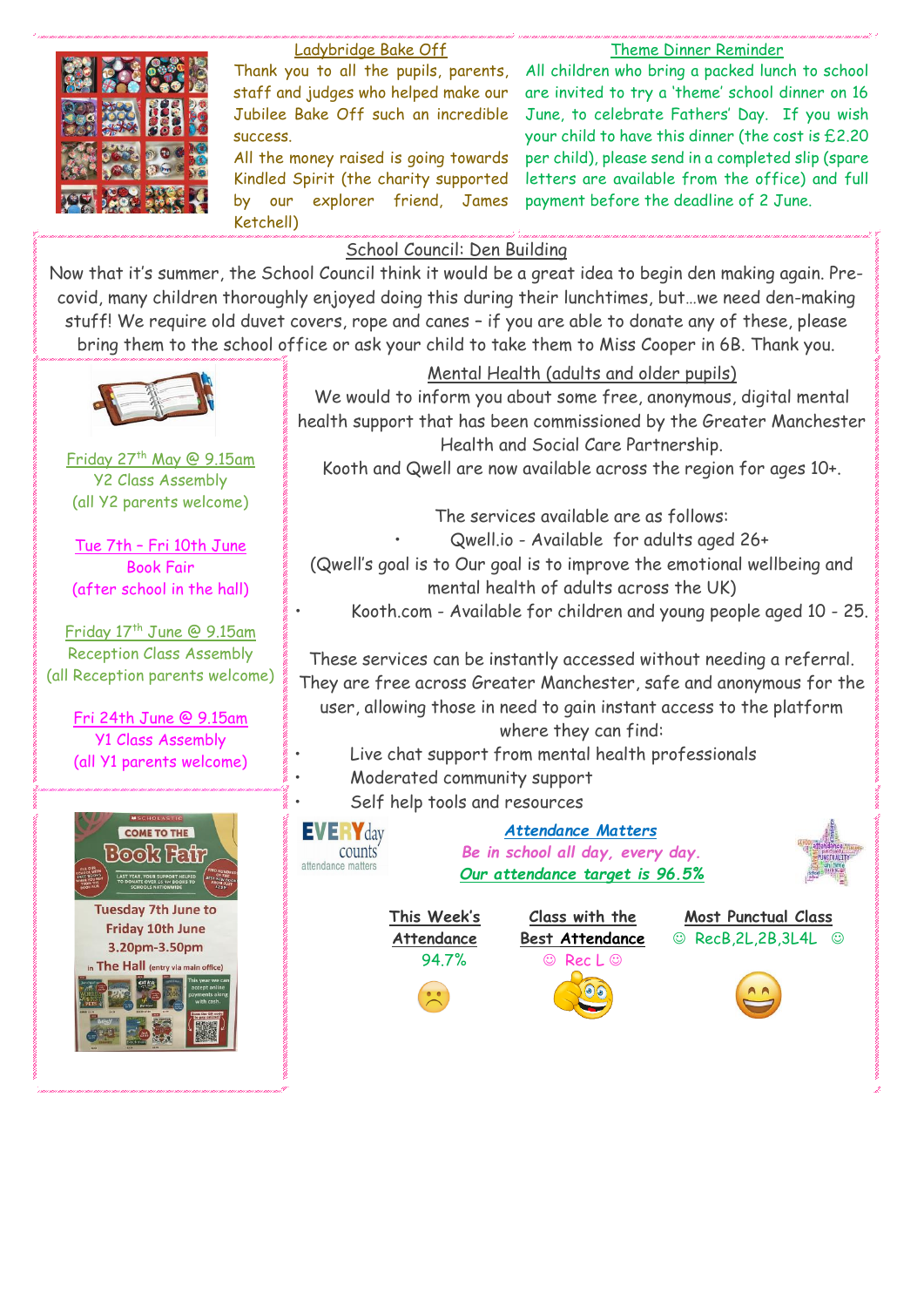## Ladybridge Bake Off

Thank you to all the pupils, parents, staff and judges who helped make our Jubilee Bake Off such an incredible success.

All the money raised is going towards Kindled Spirit (the charity supported by our explorer friend, James Ketchell)

## Theme Dinner Reminder

All children who bring a packed lunch to school are invited to try a 'theme' school dinner on 16 June, to celebrate Fathers' Day. If you wish your child to have this dinner (the cost is £2.20 per child), please send in a completed slip (spare letters are available from the office) and full payment before the deadline of 2 June.

## School Council: Den Building

Now that it's summer, the School Council think it would be a great idea to begin den making again. Pre-covid, many children thoroughly enjoyed doing this during their lunchtimes, but…we need den-making stuff! We require old duvet covers, rope and canes – if you are able to donate any of these, please bring them to the school office or ask your child to take them to Miss Cooper in 6B. Thank you.

Friday 27th May @ 9.15am
Y2 Class Assembly
(all Y2 parents welcome)

Tue 7th – Fri 10th June
Book Fair
(after school in the hall)

Friday 17th June @ 9.15am
Reception Class Assembly
(all Reception parents welcome)

Fri 24th June @ 9.15am
Y1 Class Assembly
(all Y1 parents welcome)

COME TO THE Book Fair
Tuesday 7th June to Friday 10th June
3.20pm-3.50pm
in The Hall (entry via main office)

## Mental Health (adults and older pupils)

We would to inform you about some free, anonymous, digital mental health support that has been commissioned by the Greater Manchester Health and Social Care Partnership.

Kooth and Qwell are now available across the region for ages 10+.

The services available are as follows:

- Qwell.io - Available for adults aged 26+

(Qwell's goal is to Our goal is to improve the emotional wellbeing and mental health of adults across the UK)

- Kooth.com - Available for children and young people aged 10 - 25.

These services can be instantly accessed without needing a referral. They are free across Greater Manchester, safe and anonymous for the user, allowing those in need to gain instant access to the platform where they can find:

- Live chat support from mental health professionals
- Moderated community support
- Self help tools and resources

EVERY day counts
attendance matters

## *Attendance Matters*

***Be in school all day, every day.***

***Our attendance target is 96.5%***

| This Week's Attendance | Class with the Best Attendance | Most Punctual Class |
|---|---|---|
| 94.7% | ☺ Rec L ☺ | ☺ RecB,2L,2B,3L4L ☺ |